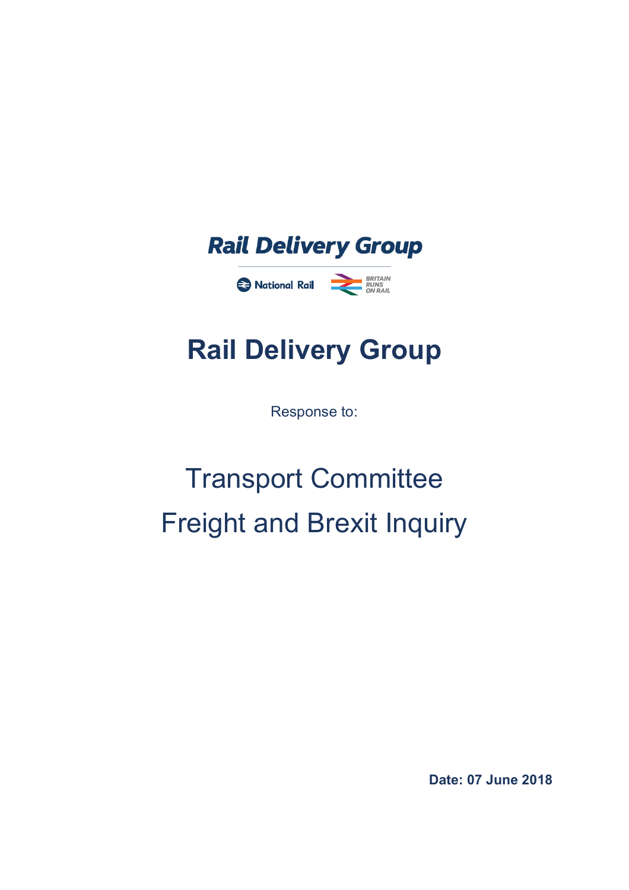Rail Delivery Group

National Rail BRITAIN RUNS ON RAIL

# Rail Delivery Group

Response to:

## Transport Committee
## Freight and Brexit Inquiry

**Date: 07 June 2018**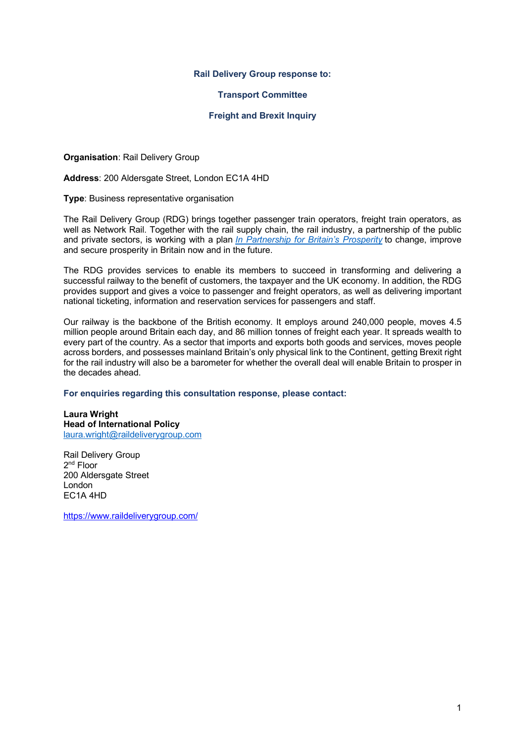**Rail Delivery Group response to:**

**Transport Committee**

**Freight and Brexit Inquiry**

**Organisation**: Rail Delivery Group

**Address**: 200 Aldersgate Street, London EC1A 4HD

**Type**: Business representative organisation

The Rail Delivery Group (RDG) brings together passenger train operators, freight train operators, as well as Network Rail. Together with the rail supply chain, the rail industry, a partnership of the public and private sectors, is working with a plan *In Partnership for Britain's Prosperity* to change, improve and secure prosperity in Britain now and in the future.

The RDG provides services to enable its members to succeed in transforming and delivering a successful railway to the benefit of customers, the taxpayer and the UK economy. In addition, the RDG provides support and gives a voice to passenger and freight operators, as well as delivering important national ticketing, information and reservation services for passengers and staff.

Our railway is the backbone of the British economy. It employs around 240,000 people, moves 4.5 million people around Britain each day, and 86 million tonnes of freight each year. It spreads wealth to every part of the country. As a sector that imports and exports both goods and services, moves people across borders, and possesses mainland Britain's only physical link to the Continent, getting Brexit right for the rail industry will also be a barometer for whether the overall deal will enable Britain to prosper in the decades ahead.

**For enquiries regarding this consultation response, please contact:**

**Laura Wright**
**Head of International Policy**
laura.wright@raildeliverygroup.com

Rail Delivery Group
2nd Floor
200 Aldersgate Street
London
EC1A 4HD

https://www.raildeliverygroup.com/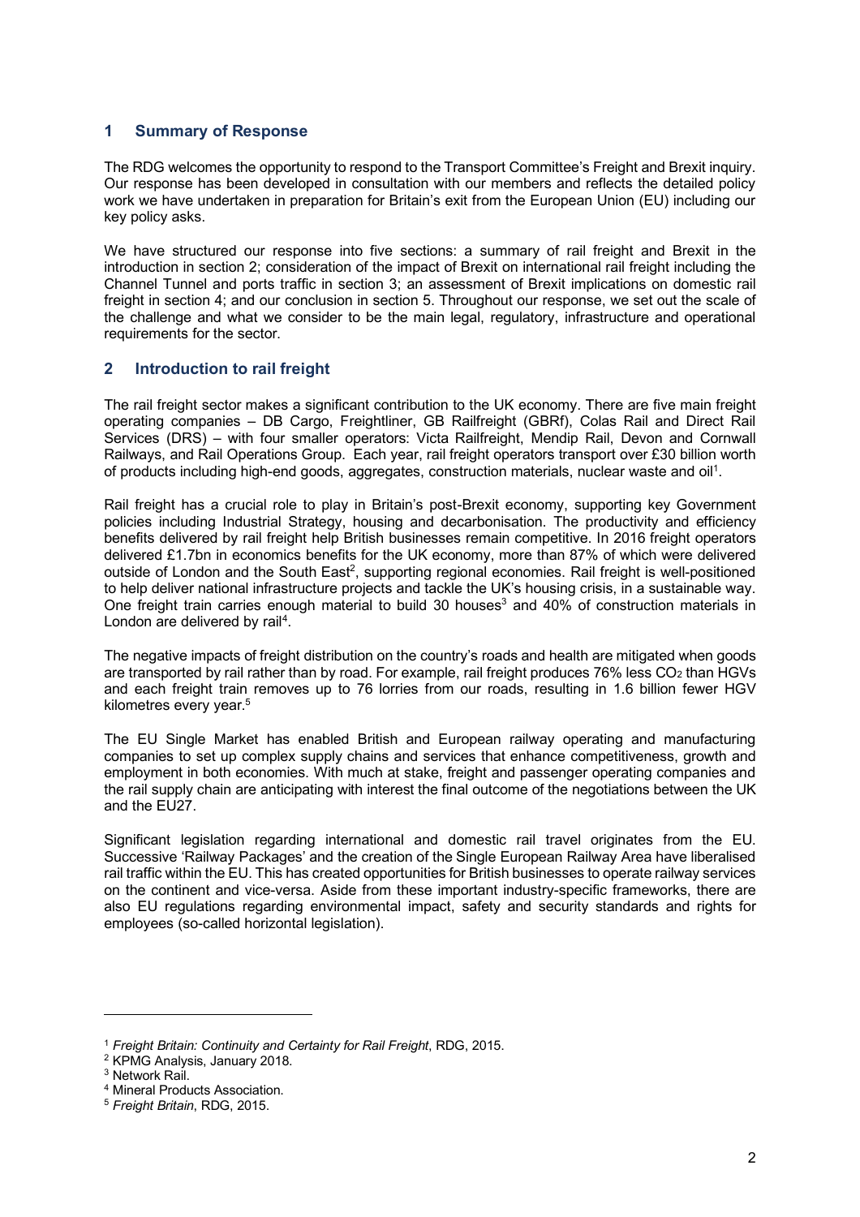## 1 Summary of Response

The RDG welcomes the opportunity to respond to the Transport Committee's Freight and Brexit inquiry. Our response has been developed in consultation with our members and reflects the detailed policy work we have undertaken in preparation for Britain's exit from the European Union (EU) including our key policy asks.

We have structured our response into five sections: a summary of rail freight and Brexit in the introduction in section 2; consideration of the impact of Brexit on international rail freight including the Channel Tunnel and ports traffic in section 3; an assessment of Brexit implications on domestic rail freight in section 4; and our conclusion in section 5. Throughout our response, we set out the scale of the challenge and what we consider to be the main legal, regulatory, infrastructure and operational requirements for the sector.

## 2 Introduction to rail freight

The rail freight sector makes a significant contribution to the UK economy. There are five main freight operating companies – DB Cargo, Freightliner, GB Railfreight (GBRf), Colas Rail and Direct Rail Services (DRS) – with four smaller operators: Victa Railfreight, Mendip Rail, Devon and Cornwall Railways, and Rail Operations Group. Each year, rail freight operators transport over £30 billion worth of products including high-end goods, aggregates, construction materials, nuclear waste and oil[1].

Rail freight has a crucial role to play in Britain's post-Brexit economy, supporting key Government policies including Industrial Strategy, housing and decarbonisation. The productivity and efficiency benefits delivered by rail freight help British businesses remain competitive. In 2016 freight operators delivered £1.7bn in economics benefits for the UK economy, more than 87% of which were delivered outside of London and the South East[2], supporting regional economies. Rail freight is well-positioned to help deliver national infrastructure projects and tackle the UK's housing crisis, in a sustainable way. One freight train carries enough material to build 30 houses[3] and 40% of construction materials in London are delivered by rail[4].

The negative impacts of freight distribution on the country's roads and health are mitigated when goods are transported by rail rather than by road. For example, rail freight produces 76% less $CO_2$ than HGVs and each freight train removes up to 76 lorries from our roads, resulting in 1.6 billion fewer HGV kilometres every year.[5]

The EU Single Market has enabled British and European railway operating and manufacturing companies to set up complex supply chains and services that enhance competitiveness, growth and employment in both economies. With much at stake, freight and passenger operating companies and the rail supply chain are anticipating with interest the final outcome of the negotiations between the UK and the EU27.

Significant legislation regarding international and domestic rail travel originates from the EU. Successive 'Railway Packages' and the creation of the Single European Railway Area have liberalised rail traffic within the EU. This has created opportunities for British businesses to operate railway services on the continent and vice-versa. Aside from these important industry-specific frameworks, there are also EU regulations regarding environmental impact, safety and security standards and rights for employees (so-called horizontal legislation).

---

[1] *Freight Britain: Continuity and Certainty for Rail Freight*, RDG, 2015.

[2] KPMG Analysis, January 2018.

[3] Network Rail.

[4] Mineral Products Association.

[5] *Freight Britain*, RDG, 2015.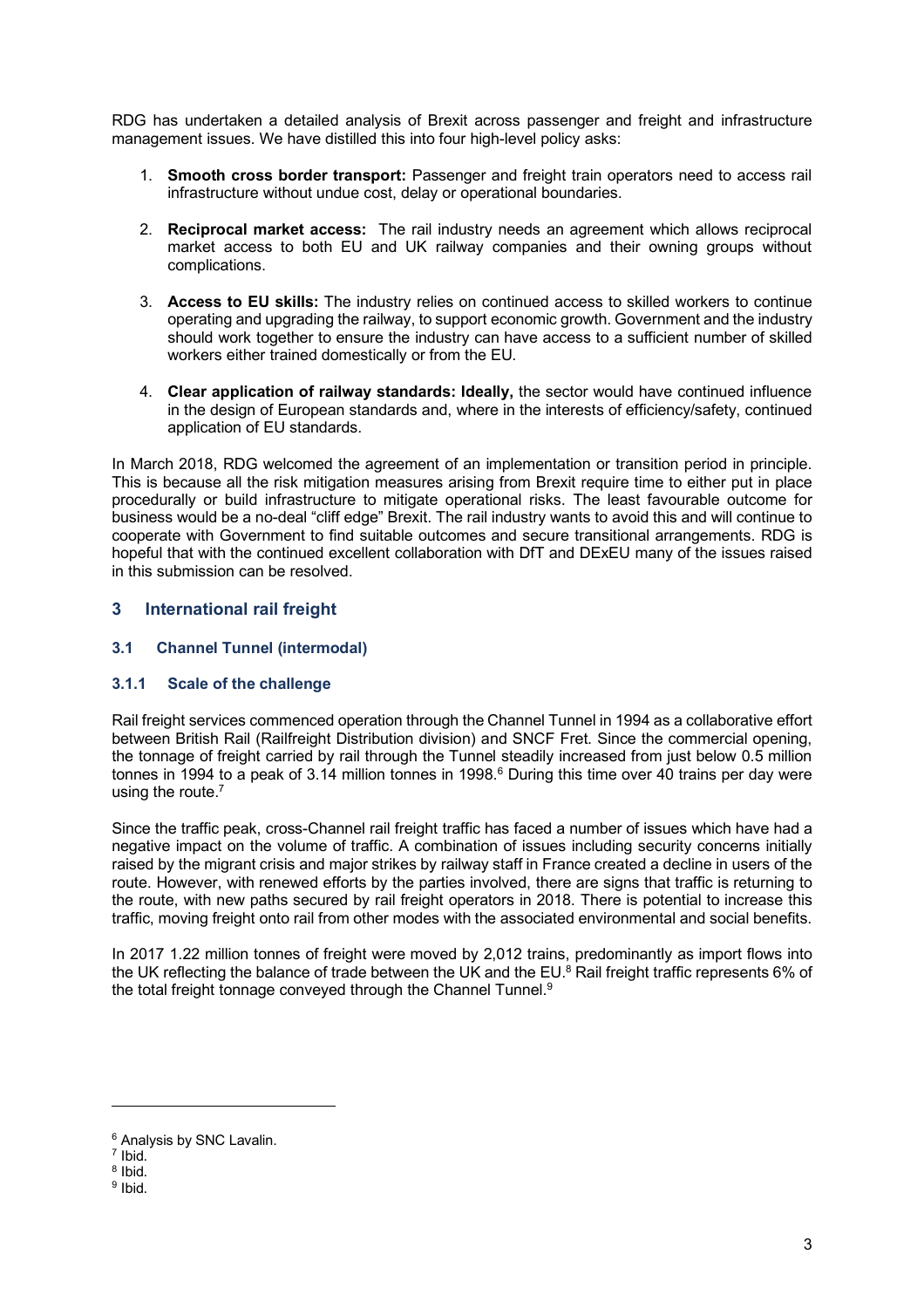RDG has undertaken a detailed analysis of Brexit across passenger and freight and infrastructure management issues. We have distilled this into four high-level policy asks:

1. **Smooth cross border transport:** Passenger and freight train operators need to access rail infrastructure without undue cost, delay or operational boundaries.

2. **Reciprocal market access:** The rail industry needs an agreement which allows reciprocal market access to both EU and UK railway companies and their owning groups without complications.

3. **Access to EU skills:** The industry relies on continued access to skilled workers to continue operating and upgrading the railway, to support economic growth. Government and the industry should work together to ensure the industry can have access to a sufficient number of skilled workers either trained domestically or from the EU.

4. **Clear application of railway standards: Ideally,** the sector would have continued influence in the design of European standards and, where in the interests of efficiency/safety, continued application of EU standards.

In March 2018, RDG welcomed the agreement of an implementation or transition period in principle. This is because all the risk mitigation measures arising from Brexit require time to either put in place procedurally or build infrastructure to mitigate operational risks. The least favourable outcome for business would be a no-deal "cliff edge" Brexit. The rail industry wants to avoid this and will continue to cooperate with Government to find suitable outcomes and secure transitional arrangements. RDG is hopeful that with the continued excellent collaboration with DfT and DExEU many of the issues raised in this submission can be resolved.

## 3 International rail freight

### 3.1 Channel Tunnel (intermodal)

#### 3.1.1 Scale of the challenge

Rail freight services commenced operation through the Channel Tunnel in 1994 as a collaborative effort between British Rail (Railfreight Distribution division) and SNCF Fret. Since the commercial opening, the tonnage of freight carried by rail through the Tunnel steadily increased from just below 0.5 million tonnes in 1994 to a peak of 3.14 million tonnes in 1998.[6] During this time over 40 trains per day were using the route.[7]

Since the traffic peak, cross-Channel rail freight traffic has faced a number of issues which have had a negative impact on the volume of traffic. A combination of issues including security concerns initially raised by the migrant crisis and major strikes by railway staff in France created a decline in users of the route. However, with renewed efforts by the parties involved, there are signs that traffic is returning to the route, with new paths secured by rail freight operators in 2018. There is potential to increase this traffic, moving freight onto rail from other modes with the associated environmental and social benefits.

In 2017 1.22 million tonnes of freight were moved by 2,012 trains, predominantly as import flows into the UK reflecting the balance of trade between the UK and the EU.[8] Rail freight traffic represents 6% of the total freight tonnage conveyed through the Channel Tunnel.[9]

---

[6] Analysis by SNC Lavalin.
[7] Ibid.
[8] Ibid.
[9] Ibid.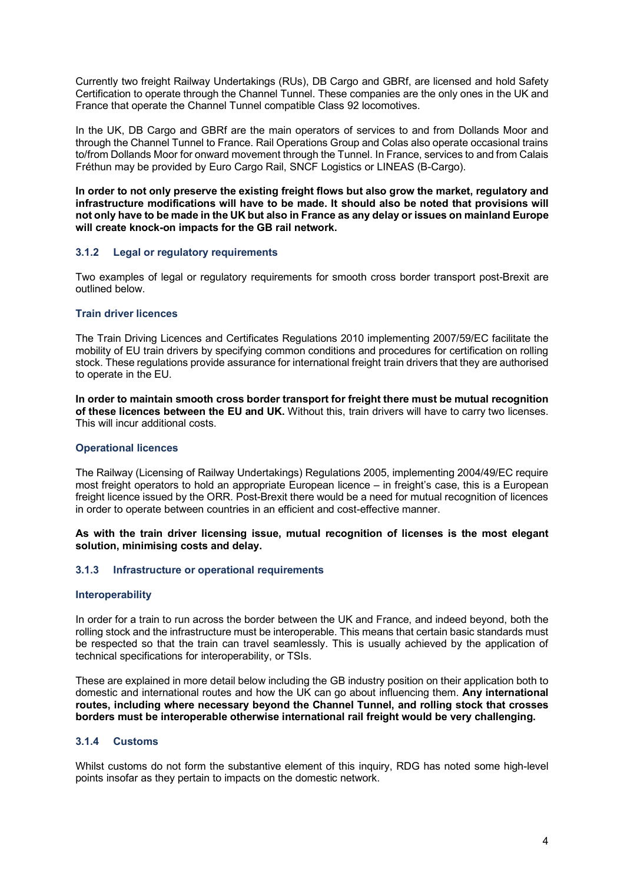Currently two freight Railway Undertakings (RUs), DB Cargo and GBRf, are licensed and hold Safety Certification to operate through the Channel Tunnel. These companies are the only ones in the UK and France that operate the Channel Tunnel compatible Class 92 locomotives.

In the UK, DB Cargo and GBRf are the main operators of services to and from Dollands Moor and through the Channel Tunnel to France. Rail Operations Group and Colas also operate occasional trains to/from Dollands Moor for onward movement through the Tunnel. In France, services to and from Calais Fréthun may be provided by Euro Cargo Rail, SNCF Logistics or LINEAS (B-Cargo).

**In order to not only preserve the existing freight flows but also grow the market, regulatory and infrastructure modifications will have to be made. It should also be noted that provisions will not only have to be made in the UK but also in France as any delay or issues on mainland Europe will create knock-on impacts for the GB rail network.**

### 3.1.2 Legal or regulatory requirements

Two examples of legal or regulatory requirements for smooth cross border transport post-Brexit are outlined below.

#### Train driver licences

The Train Driving Licences and Certificates Regulations 2010 implementing 2007/59/EC facilitate the mobility of EU train drivers by specifying common conditions and procedures for certification on rolling stock. These regulations provide assurance for international freight train drivers that they are authorised to operate in the EU.

**In order to maintain smooth cross border transport for freight there must be mutual recognition of these licences between the EU and UK.** Without this, train drivers will have to carry two licenses. This will incur additional costs.

#### Operational licences

The Railway (Licensing of Railway Undertakings) Regulations 2005, implementing 2004/49/EC require most freight operators to hold an appropriate European licence – in freight's case, this is a European freight licence issued by the ORR. Post-Brexit there would be a need for mutual recognition of licences in order to operate between countries in an efficient and cost-effective manner.

**As with the train driver licensing issue, mutual recognition of licenses is the most elegant solution, minimising costs and delay.**

### 3.1.3 Infrastructure or operational requirements

#### Interoperability

In order for a train to run across the border between the UK and France, and indeed beyond, both the rolling stock and the infrastructure must be interoperable. This means that certain basic standards must be respected so that the train can travel seamlessly. This is usually achieved by the application of technical specifications for interoperability, or TSIs.

These are explained in more detail below including the GB industry position on their application both to domestic and international routes and how the UK can go about influencing them. **Any international routes, including where necessary beyond the Channel Tunnel, and rolling stock that crosses borders must be interoperable otherwise international rail freight would be very challenging.**

### 3.1.4 Customs

Whilst customs do not form the substantive element of this inquiry, RDG has noted some high-level points insofar as they pertain to impacts on the domestic network.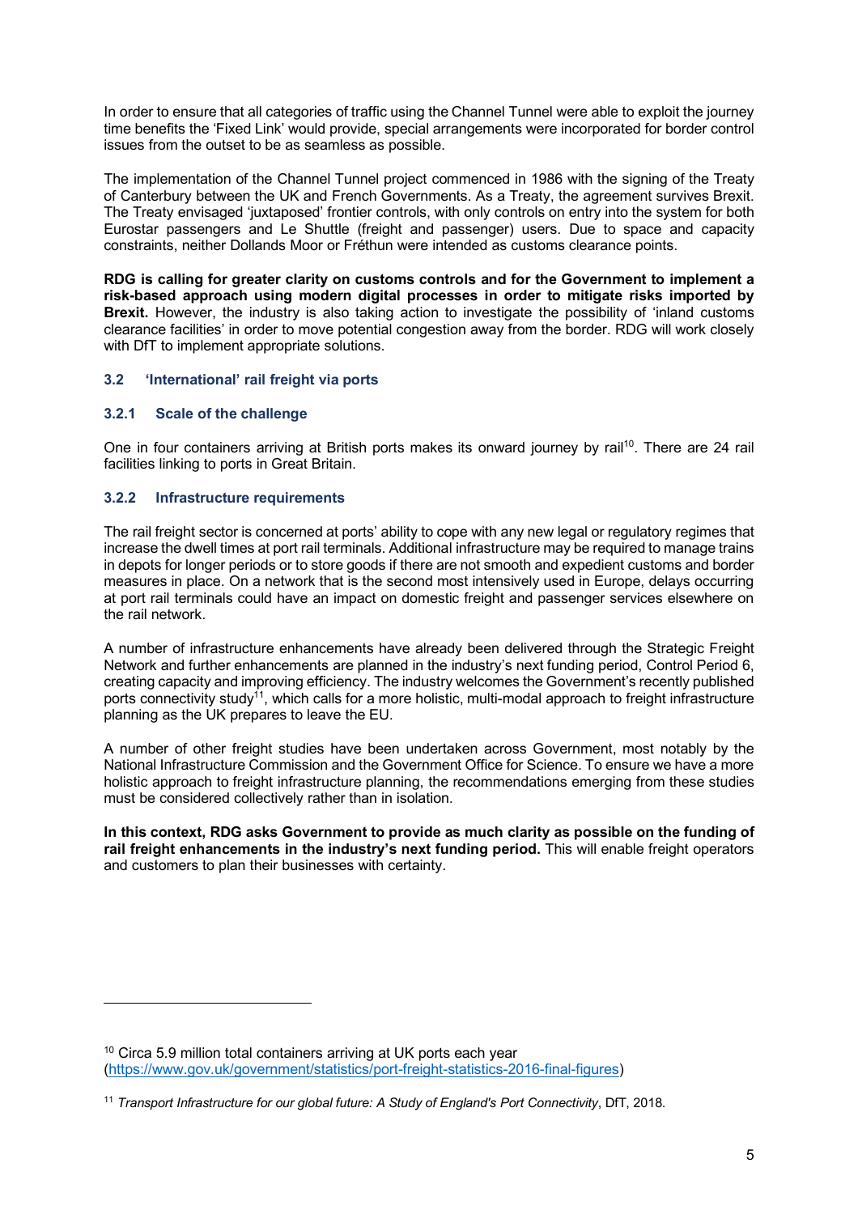In order to ensure that all categories of traffic using the Channel Tunnel were able to exploit the journey time benefits the 'Fixed Link' would provide, special arrangements were incorporated for border control issues from the outset to be as seamless as possible.

The implementation of the Channel Tunnel project commenced in 1986 with the signing of the Treaty of Canterbury between the UK and French Governments. As a Treaty, the agreement survives Brexit. The Treaty envisaged 'juxtaposed' frontier controls, with only controls on entry into the system for both Eurostar passengers and Le Shuttle (freight and passenger) users. Due to space and capacity constraints, neither Dollands Moor or Fréthun were intended as customs clearance points.

**RDG is calling for greater clarity on customs controls and for the Government to implement a risk-based approach using modern digital processes in order to mitigate risks imported by Brexit.** However, the industry is also taking action to investigate the possibility of 'inland customs clearance facilities' in order to move potential congestion away from the border. RDG will work closely with DfT to implement appropriate solutions.

### 3.2 'International' rail freight via ports

#### 3.2.1 Scale of the challenge

One in four containers arriving at British ports makes its onward journey by rail[10]. There are 24 rail facilities linking to ports in Great Britain.

#### 3.2.2 Infrastructure requirements

The rail freight sector is concerned at ports' ability to cope with any new legal or regulatory regimes that increase the dwell times at port rail terminals. Additional infrastructure may be required to manage trains in depots for longer periods or to store goods if there are not smooth and expedient customs and border measures in place. On a network that is the second most intensively used in Europe, delays occurring at port rail terminals could have an impact on domestic freight and passenger services elsewhere on the rail network.

A number of infrastructure enhancements have already been delivered through the Strategic Freight Network and further enhancements are planned in the industry's next funding period, Control Period 6, creating capacity and improving efficiency. The industry welcomes the Government's recently published ports connectivity study[11], which calls for a more holistic, multi-modal approach to freight infrastructure planning as the UK prepares to leave the EU.

A number of other freight studies have been undertaken across Government, most notably by the National Infrastructure Commission and the Government Office for Science. To ensure we have a more holistic approach to freight infrastructure planning, the recommendations emerging from these studies must be considered collectively rather than in isolation.

**In this context, RDG asks Government to provide as much clarity as possible on the funding of rail freight enhancements in the industry's next funding period.** This will enable freight operators and customers to plan their businesses with certainty.

---

[10] Circa 5.9 million total containers arriving at UK ports each year (https://www.gov.uk/government/statistics/port-freight-statistics-2016-final-figures)

[11] *Transport Infrastructure for our global future: A Study of England's Port Connectivity*, DfT, 2018.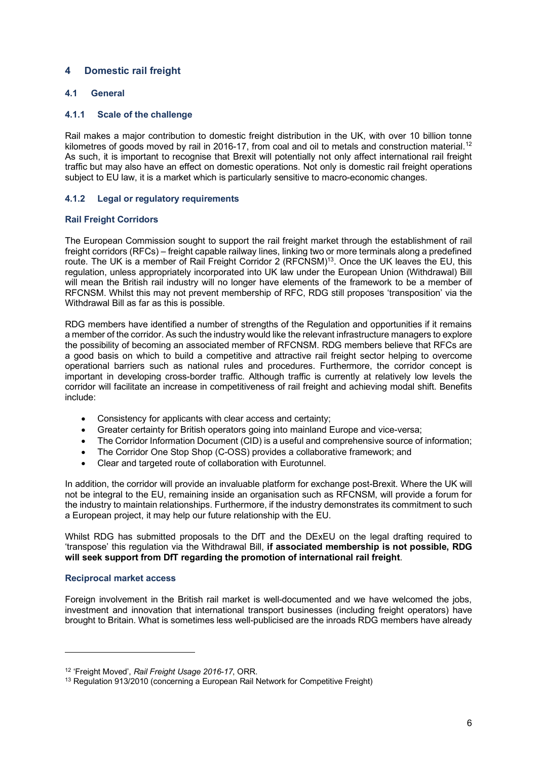# 4 Domestic rail freight

## 4.1 General

### 4.1.1 Scale of the challenge

Rail makes a major contribution to domestic freight distribution in the UK, with over 10 billion tonne kilometres of goods moved by rail in 2016-17, from coal and oil to metals and construction material.[12] As such, it is important to recognise that Brexit will potentially not only affect international rail freight traffic but may also have an effect on domestic operations. Not only is domestic rail freight operations subject to EU law, it is a market which is particularly sensitive to macro-economic changes.

### 4.1.2 Legal or regulatory requirements

#### Rail Freight Corridors

The European Commission sought to support the rail freight market through the establishment of rail freight corridors (RFCs) – freight capable railway lines, linking two or more terminals along a predefined route. The UK is a member of Rail Freight Corridor 2 (RFCNSM)[13]. Once the UK leaves the EU, this regulation, unless appropriately incorporated into UK law under the European Union (Withdrawal) Bill will mean the British rail industry will no longer have elements of the framework to be a member of RFCNSM. Whilst this may not prevent membership of RFC, RDG still proposes 'transposition' via the Withdrawal Bill as far as this is possible.

RDG members have identified a number of strengths of the Regulation and opportunities if it remains a member of the corridor. As such the industry would like the relevant infrastructure managers to explore the possibility of becoming an associated member of RFCNSM. RDG members believe that RFCs are a good basis on which to build a competitive and attractive rail freight sector helping to overcome operational barriers such as national rules and procedures. Furthermore, the corridor concept is important in developing cross-border traffic. Although traffic is currently at relatively low levels the corridor will facilitate an increase in competitiveness of rail freight and achieving modal shift. Benefits include:

- Consistency for applicants with clear access and certainty;
- Greater certainty for British operators going into mainland Europe and vice-versa;
- The Corridor Information Document (CID) is a useful and comprehensive source of information;
- The Corridor One Stop Shop (C-OSS) provides a collaborative framework; and
- Clear and targeted route of collaboration with Eurotunnel.

In addition, the corridor will provide an invaluable platform for exchange post-Brexit. Where the UK will not be integral to the EU, remaining inside an organisation such as RFCNSM, will provide a forum for the industry to maintain relationships. Furthermore, if the industry demonstrates its commitment to such a European project, it may help our future relationship with the EU.

Whilst RDG has submitted proposals to the DfT and the DExEU on the legal drafting required to 'transpose' this regulation via the Withdrawal Bill, **if associated membership is not possible, RDG will seek support from DfT regarding the promotion of international rail freight**.

#### Reciprocal market access

Foreign involvement in the British rail market is well-documented and we have welcomed the jobs, investment and innovation that international transport businesses (including freight operators) have brought to Britain. What is sometimes less well-publicised are the inroads RDG members have already

---

[12] 'Freight Moved', *Rail Freight Usage 2016-17*, ORR.

[13] Regulation 913/2010 (concerning a European Rail Network for Competitive Freight)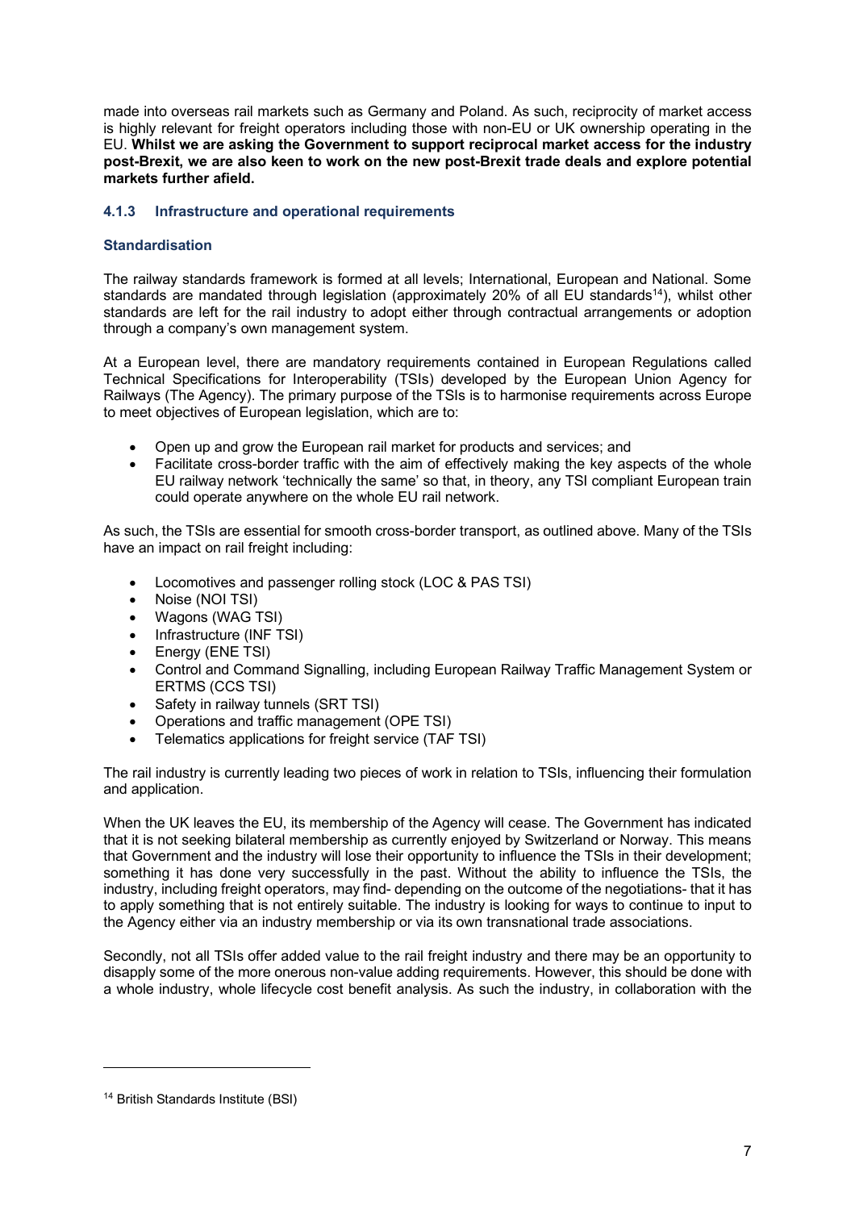made into overseas rail markets such as Germany and Poland. As such, reciprocity of market access is highly relevant for freight operators including those with non-EU or UK ownership operating in the EU. **Whilst we are asking the Government to support reciprocal market access for the industry post-Brexit, we are also keen to work on the new post-Brexit trade deals and explore potential markets further afield.**

### 4.1.3 Infrastructure and operational requirements

#### Standardisation

The railway standards framework is formed at all levels; International, European and National. Some standards are mandated through legislation (approximately 20% of all EU standards[14]), whilst other standards are left for the rail industry to adopt either through contractual arrangements or adoption through a company's own management system.

At a European level, there are mandatory requirements contained in European Regulations called Technical Specifications for Interoperability (TSIs) developed by the European Union Agency for Railways (The Agency). The primary purpose of the TSIs is to harmonise requirements across Europe to meet objectives of European legislation, which are to:

- Open up and grow the European rail market for products and services; and
- Facilitate cross-border traffic with the aim of effectively making the key aspects of the whole EU railway network 'technically the same' so that, in theory, any TSI compliant European train could operate anywhere on the whole EU rail network.

As such, the TSIs are essential for smooth cross-border transport, as outlined above. Many of the TSIs have an impact on rail freight including:

- Locomotives and passenger rolling stock (LOC & PAS TSI)
- Noise (NOI TSI)
- Wagons (WAG TSI)
- Infrastructure (INF TSI)
- Energy (ENE TSI)
- Control and Command Signalling, including European Railway Traffic Management System or ERTMS (CCS TSI)
- Safety in railway tunnels (SRT TSI)
- Operations and traffic management (OPE TSI)
- Telematics applications for freight service (TAF TSI)

The rail industry is currently leading two pieces of work in relation to TSIs, influencing their formulation and application.

When the UK leaves the EU, its membership of the Agency will cease. The Government has indicated that it is not seeking bilateral membership as currently enjoyed by Switzerland or Norway. This means that Government and the industry will lose their opportunity to influence the TSIs in their development; something it has done very successfully in the past. Without the ability to influence the TSIs, the industry, including freight operators, may find- depending on the outcome of the negotiations- that it has to apply something that is not entirely suitable. The industry is looking for ways to continue to input to the Agency either via an industry membership or via its own transnational trade associations.

Secondly, not all TSIs offer added value to the rail freight industry and there may be an opportunity to disapply some of the more onerous non-value adding requirements. However, this should be done with a whole industry, whole lifecycle cost benefit analysis. As such the industry, in collaboration with the

[14] British Standards Institute (BSI)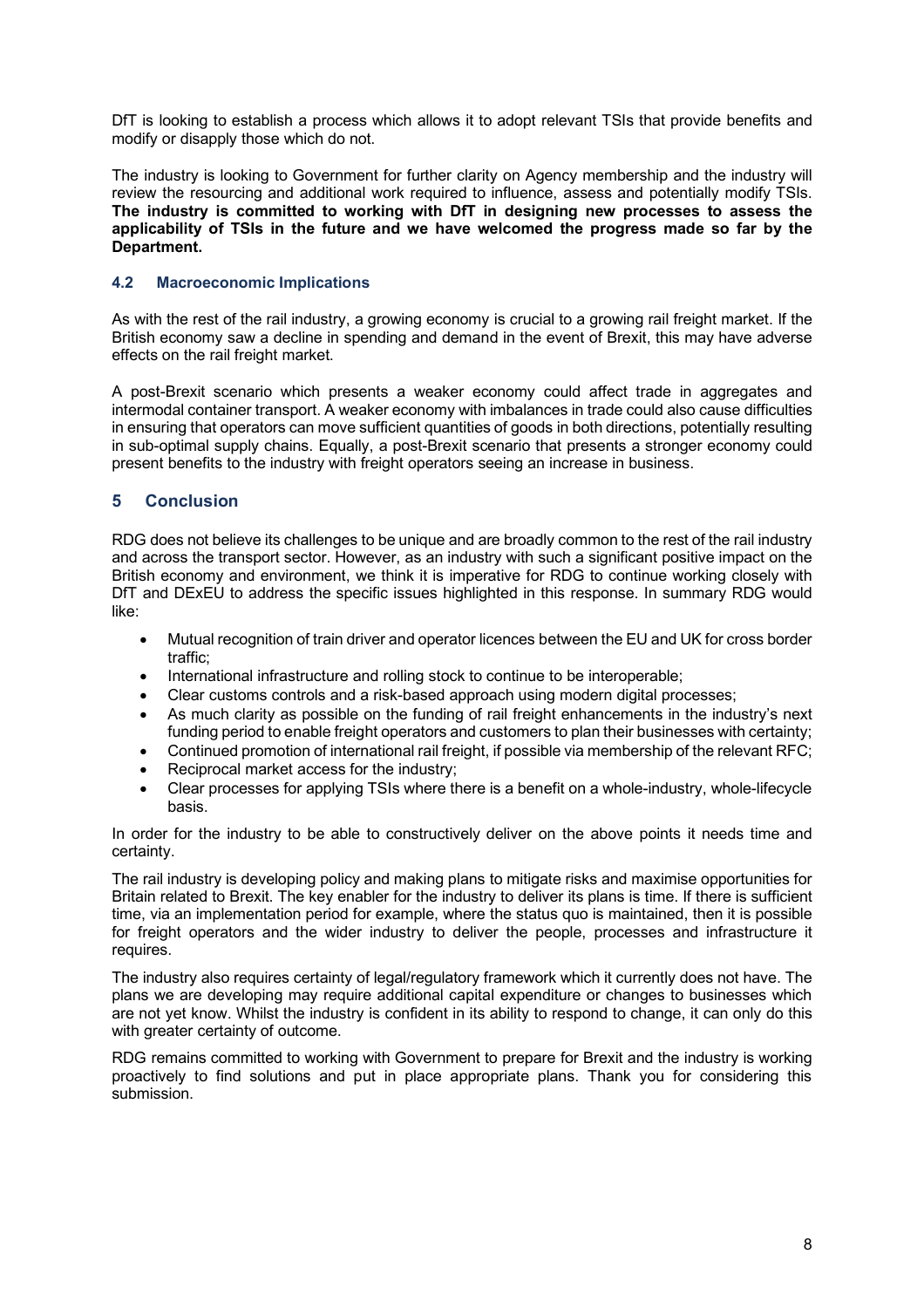DfT is looking to establish a process which allows it to adopt relevant TSIs that provide benefits and modify or disapply those which do not.

The industry is looking to Government for further clarity on Agency membership and the industry will review the resourcing and additional work required to influence, assess and potentially modify TSIs. **The industry is committed to working with DfT in designing new processes to assess the applicability of TSIs in the future and we have welcomed the progress made so far by the Department.**

### 4.2 Macroeconomic Implications

As with the rest of the rail industry, a growing economy is crucial to a growing rail freight market. If the British economy saw a decline in spending and demand in the event of Brexit, this may have adverse effects on the rail freight market.

A post-Brexit scenario which presents a weaker economy could affect trade in aggregates and intermodal container transport. A weaker economy with imbalances in trade could also cause difficulties in ensuring that operators can move sufficient quantities of goods in both directions, potentially resulting in sub-optimal supply chains. Equally, a post-Brexit scenario that presents a stronger economy could present benefits to the industry with freight operators seeing an increase in business.

## 5 Conclusion

RDG does not believe its challenges to be unique and are broadly common to the rest of the rail industry and across the transport sector. However, as an industry with such a significant positive impact on the British economy and environment, we think it is imperative for RDG to continue working closely with DfT and DExEU to address the specific issues highlighted in this response. In summary RDG would like:

- Mutual recognition of train driver and operator licences between the EU and UK for cross border traffic;
- International infrastructure and rolling stock to continue to be interoperable;
- Clear customs controls and a risk-based approach using modern digital processes;
- As much clarity as possible on the funding of rail freight enhancements in the industry's next funding period to enable freight operators and customers to plan their businesses with certainty;
- Continued promotion of international rail freight, if possible via membership of the relevant RFC;
- Reciprocal market access for the industry;
- Clear processes for applying TSIs where there is a benefit on a whole-industry, whole-lifecycle basis.

In order for the industry to be able to constructively deliver on the above points it needs time and certainty.

The rail industry is developing policy and making plans to mitigate risks and maximise opportunities for Britain related to Brexit. The key enabler for the industry to deliver its plans is time. If there is sufficient time, via an implementation period for example, where the status quo is maintained, then it is possible for freight operators and the wider industry to deliver the people, processes and infrastructure it requires.

The industry also requires certainty of legal/regulatory framework which it currently does not have. The plans we are developing may require additional capital expenditure or changes to businesses which are not yet know. Whilst the industry is confident in its ability to respond to change, it can only do this with greater certainty of outcome.

RDG remains committed to working with Government to prepare for Brexit and the industry is working proactively to find solutions and put in place appropriate plans. Thank you for considering this submission.